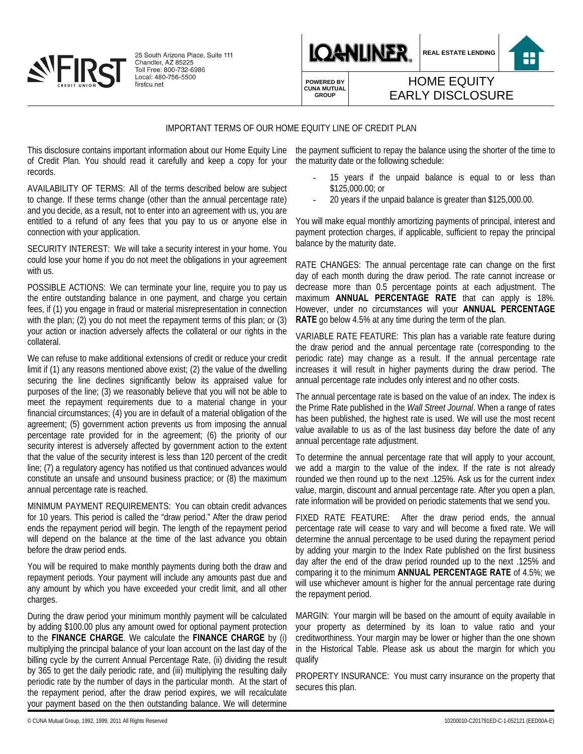FIRST CREDIT UNION

25 South Arizona Place, Suite 111
Chandler, AZ 85225
Toll Free: 800-732-6986
Local: 480-756-5500
firstcu.net

LOANLINER® — POWERED BY CUNA MUTUAL GROUP

REAL ESTATE LENDING

# HOME EQUITY EARLY DISCLOSURE

## IMPORTANT TERMS OF OUR HOME EQUITY LINE OF CREDIT PLAN

This disclosure contains important information about our Home Equity Line of Credit Plan. You should read it carefully and keep a copy for your records.

AVAILABILITY OF TERMS: All of the terms described below are subject to change. If these terms change (other than the annual percentage rate) and you decide, as a result, not to enter into an agreement with us, you are entitled to a refund of any fees that you pay to us or anyone else in connection with your application.

SECURITY INTEREST: We will take a security interest in your home. You could lose your home if you do not meet the obligations in your agreement with us.

POSSIBLE ACTIONS: We can terminate your line, require you to pay us the entire outstanding balance in one payment, and charge you certain fees, if (1) you engage in fraud or material misrepresentation in connection with the plan; (2) you do not meet the repayment terms of this plan; or (3) your action or inaction adversely affects the collateral or our rights in the collateral.

We can refuse to make additional extensions of credit or reduce your credit limit if (1) any reasons mentioned above exist; (2) the value of the dwelling securing the line declines significantly below its appraised value for purposes of the line; (3) we reasonably believe that you will not be able to meet the repayment requirements due to a material change in your financial circumstances; (4) you are in default of a material obligation of the agreement; (5) government action prevents us from imposing the annual percentage rate provided for in the agreement; (6) the priority of our security interest is adversely affected by government action to the extent that the value of the security interest is less than 120 percent of the credit line; (7) a regulatory agency has notified us that continued advances would constitute an unsafe and unsound business practice; or (8) the maximum annual percentage rate is reached.

MINIMUM PAYMENT REQUIREMENTS: You can obtain credit advances for 10 years. This period is called the "draw period." After the draw period ends the repayment period will begin. The length of the repayment period will depend on the balance at the time of the last advance you obtain before the draw period ends.

You will be required to make monthly payments during both the draw and repayment periods. Your payment will include any amounts past due and any amount by which you have exceeded your credit limit, and all other charges.

During the draw period your minimum monthly payment will be calculated by adding $100.00 plus any amount owed for optional payment protection to the **FINANCE CHARGE**. We calculate the **FINANCE CHARGE** by (i) multiplying the principal balance of your loan account on the last day of the billing cycle by the current Annual Percentage Rate, (ii) dividing the result by 365 to get the daily periodic rate, and (iii) multiplying the resulting daily periodic rate by the number of days in the particular month. At the start of the repayment period, after the draw period expires, we will recalculate your payment based on the then outstanding balance. We will determine the payment sufficient to repay the balance using the shorter of the time to the maturity date or the following schedule:

- 15 years if the unpaid balance is equal to or less than $125,000.00; or
- 20 years if the unpaid balance is greater than $125,000.00.

You will make equal monthly amortizing payments of principal, interest and payment protection charges, if applicable, sufficient to repay the principal balance by the maturity date.

RATE CHANGES: The annual percentage rate can change on the first day of each month during the draw period. The rate cannot increase or decrease more than 0.5 percentage points at each adjustment. The maximum **ANNUAL PERCENTAGE RATE** that can apply is 18%. However, under no circumstances will your **ANNUAL PERCENTAGE RATE** go below 4.5% at any time during the term of the plan.

VARIABLE RATE FEATURE: This plan has a variable rate feature during the draw period and the annual percentage rate (corresponding to the periodic rate) may change as a result. If the annual percentage rate increases it will result in higher payments during the draw period. The annual percentage rate includes only interest and no other costs.

The annual percentage rate is based on the value of an index. The index is the Prime Rate published in the *Wall Street Journal*. When a range of rates has been published, the highest rate is used. We will use the most recent value available to us as of the last business day before the date of any annual percentage rate adjustment.

To determine the annual percentage rate that will apply to your account, we add a margin to the value of the index. If the rate is not already rounded we then round up to the next .125%. Ask us for the current index value, margin, discount and annual percentage rate. After you open a plan, rate information will be provided on periodic statements that we send you.

FIXED RATE FEATURE: After the draw period ends, the annual percentage rate will cease to vary and will become a fixed rate. We will determine the annual percentage to be used during the repayment period by adding your margin to the Index Rate published on the first business day after the end of the draw period rounded up to the next .125% and comparing it to the minimum **ANNUAL PERCENTAGE RATE** of 4.5%; we will use whichever amount is higher for the annual percentage rate during the repayment period.

MARGIN: Your margin will be based on the amount of equity available in your property as determined by its loan to value ratio and your creditworthiness. Your margin may be lower or higher than the one shown in the Historical Table. Please ask us about the margin for which you qualify

PROPERTY INSURANCE: You must carry insurance on the property that secures this plan.

© CUNA Mutual Group, 1992, 1999, 2011 All Rights Reserved

10200010-C201791ED-C-1-052121 (EED00A-E)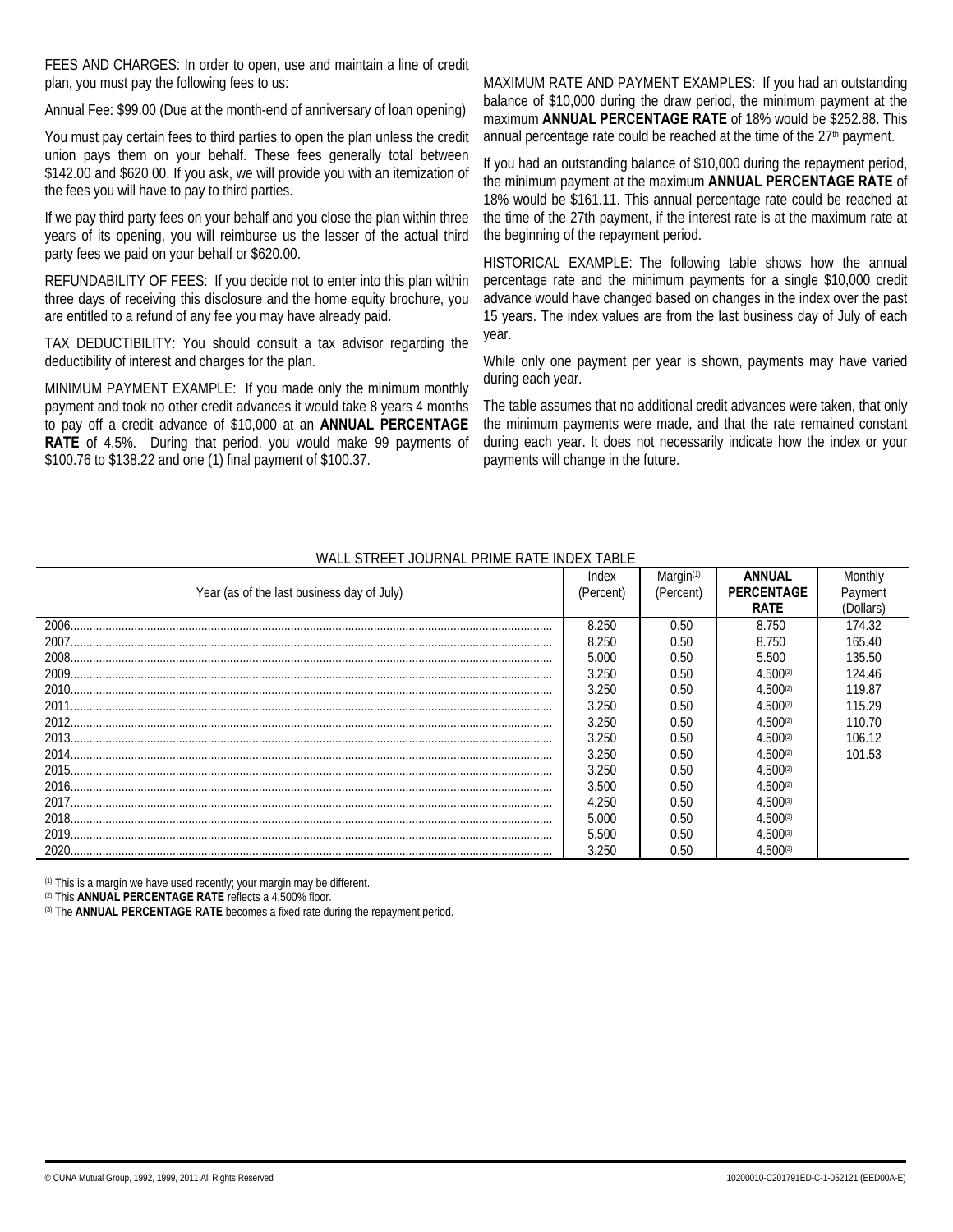FEES AND CHARGES: In order to open, use and maintain a line of credit plan, you must pay the following fees to us:

Annual Fee: $99.00 (Due at the month-end of anniversary of loan opening)

You must pay certain fees to third parties to open the plan unless the credit union pays them on your behalf. These fees generally total between $142.00 and $620.00. If you ask, we will provide you with an itemization of the fees you will have to pay to third parties.

If we pay third party fees on your behalf and you close the plan within three years of its opening, you will reimburse us the lesser of the actual third party fees we paid on your behalf or $620.00.

REFUNDABILITY OF FEES: If you decide not to enter into this plan within three days of receiving this disclosure and the home equity brochure, you are entitled to a refund of any fee you may have already paid.

TAX DEDUCTIBILITY: You should consult a tax advisor regarding the deductibility of interest and charges for the plan.

MINIMUM PAYMENT EXAMPLE: If you made only the minimum monthly payment and took no other credit advances it would take 8 years 4 months to pay off a credit advance of $10,000 at an **ANNUAL PERCENTAGE RATE** of 4.5%. During that period, you would make 99 payments of $100.76 to $138.22 and one (1) final payment of $100.37.

MAXIMUM RATE AND PAYMENT EXAMPLES: If you had an outstanding balance of $10,000 during the draw period, the minimum payment at the maximum **ANNUAL PERCENTAGE RATE** of 18% would be $252.88. This annual percentage rate could be reached at the time of the 27th payment.

If you had an outstanding balance of $10,000 during the repayment period, the minimum payment at the maximum **ANNUAL PERCENTAGE RATE** of 18% would be $161.11. This annual percentage rate could be reached at the time of the 27th payment, if the interest rate is at the maximum rate at the beginning of the repayment period.

HISTORICAL EXAMPLE: The following table shows how the annual percentage rate and the minimum payments for a single $10,000 credit advance would have changed based on changes in the index over the past 15 years. The index values are from the last business day of July of each year.

While only one payment per year is shown, payments may have varied during each year.

The table assumes that no additional credit advances were taken, that only the minimum payments were made, and that the rate remained constant during each year. It does not necessarily indicate how the index or your payments will change in the future.

WALL STREET JOURNAL PRIME RATE INDEX TABLE

| Year (as of the last business day of July) | Index (Percent) | Margin[1] (Percent) | **ANNUAL PERCENTAGE RATE** | Monthly Payment (Dollars) |
|---|---|---|---|---|
| 2006 | 8.250 | 0.50 | 8.750 | 174.32 |
| 2007 | 8.250 | 0.50 | 8.750 | 165.40 |
| 2008 | 5.000 | 0.50 | 5.500 | 135.50 |
| 2009 | 3.250 | 0.50 | 4.500[2] | 124.46 |
| 2010 | 3.250 | 0.50 | 4.500[2] | 119.87 |
| 2011 | 3.250 | 0.50 | 4.500[2] | 115.29 |
| 2012 | 3.250 | 0.50 | 4.500[2] | 110.70 |
| 2013 | 3.250 | 0.50 | 4.500[2] | 106.12 |
| 2014 | 3.250 | 0.50 | 4.500[2] | 101.53 |
| 2015 | 3.250 | 0.50 | 4.500[2] | |
| 2016 | 3.500 | 0.50 | 4.500[2] | |
| 2017 | 4.250 | 0.50 | 4.500[3] | |
| 2018 | 5.000 | 0.50 | 4.500[3] | |
| 2019 | 5.500 | 0.50 | 4.500[3] | |
| 2020 | 3.250 | 0.50 | 4.500[3] | |

[1] This is a margin we have used recently; your margin may be different.

[2] This **ANNUAL PERCENTAGE RATE** reflects a 4.500% floor.

[3] The **ANNUAL PERCENTAGE RATE** becomes a fixed rate during the repayment period.